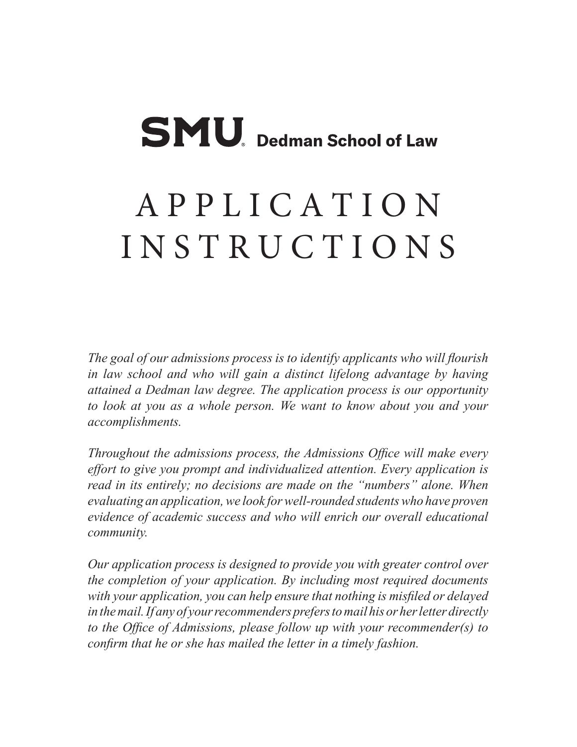# SMU Dedman School of Law

# APPLICATION INSTRUCTIONS

*The goal of our admissions process is to identify applicants who will flourish in law school and who will gain a distinct lifelong advantage by having attained a Dedman law degree. The application process is our opportunity to look at you as a whole person. We want to know about you and your accomplishments.*

*Throughout the admissions process, the Admissions Office will make every effort to give you prompt and individualized attention. Every application is read in its entirely; no decisions are made on the "numbers" alone. When evaluating an application, we look for well-rounded students who have proven evidence of academic success and who will enrich our overall educational community.*

*Our application process is designed to provide you with greater control over the completion of your application. By including most required documents with your application, you can help ensure that nothing is misfiled or delayed in the mail. If any of your recommenders prefers to mail his or her letter directly to the Office of Admissions, please follow up with your recommender(s) to confirm that he or she has mailed the letter in a timely fashion.*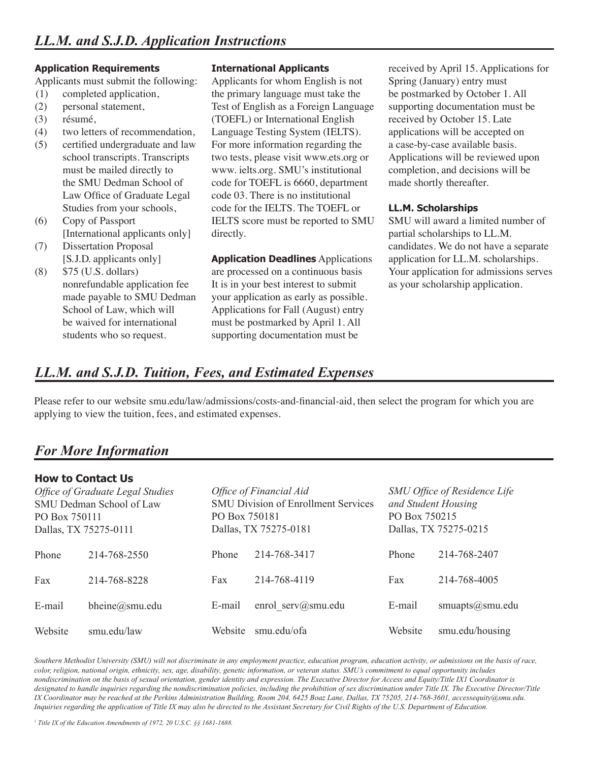## *LL.M. and S.J.D. Application Instructions*

**Application Requirements**

Applicants must submit the following:

(1) completed application,
(2) personal statement,
(3) résumé,
(4) two letters of recommendation,
(5) certified undergraduate and law school transcripts. Transcripts must be mailed directly to the SMU Dedman School of Law Office of Graduate Legal Studies from your schools,
(6) Copy of Passport [International applicants only]
(7) Dissertation Proposal [S.J.D. applicants only]
(8) $75 (U.S. dollars) nonrefundable application fee made payable to SMU Dedman School of Law, which will be waived for international students who so request.

**International Applicants**

Applicants for whom English is not the primary language must take the Test of English as a Foreign Language (TOEFL) or International English Language Testing System (IELTS). For more information regarding the two tests, please visit www.ets.org or www. ielts.org. SMU's institutional code for TOEFL is 6660, department code 03. There is no institutional code for the IELTS. The TOEFL or IELTS score must be reported to SMU directly.

**Application Deadlines** Applications are processed on a continuous basis It is in your best interest to submit your application as early as possible. Applications for Fall (August) entry must be postmarked by April 1. All supporting documentation must be received by April 15. Applications for Spring (January) entry must be postmarked by October 1. All supporting documentation must be received by October 15. Late applications will be accepted on a case-by-case available basis. Applications will be reviewed upon completion, and decisions will be made shortly thereafter.

**LL.M. Scholarships**

SMU will award a limited number of partial scholarships to LL.M. candidates. We do not have a separate application for LL.M. scholarships. Your application for admissions serves as your scholarship application.

## *LL.M. and S.J.D. Tuition, Fees, and Estimated Expenses*

Please refer to our website smu.edu/law/admissions/costs-and-financial-aid, then select the program for which you are applying to view the tuition, fees, and estimated expenses.

## *For More Information*

**How to Contact Us**

*Office of Graduate Legal Studies*
SMU Dedman School of Law
PO Box 750111
Dallas, TX 75275-0111

| | |
|---|---|
| Phone | 214-768-2550 |
| Fax | 214-768-8228 |
| E-mail | bheine@smu.edu |
| Website | smu.edu/law |

*Office of Financial Aid*
SMU Division of Enrollment Services
PO Box 750181
Dallas, TX 75275-0181

| | |
|---|---|
| Phone | 214-768-3417 |
| Fax | 214-768-4119 |
| E-mail | enrol_serv@smu.edu |
| Website | smu.edu/ofa |

*SMU Office of Residence Life and Student Housing*
PO Box 750215
Dallas, TX 75275-0215

| | |
|---|---|
| Phone | 214-768-2407 |
| Fax | 214-768-4005 |
| E-mail | smuapts@smu.edu |
| Website | smu.edu/housing |

*Southern Methodist University (SMU) will not discriminate in any employment practice, education program, education activity, or admissions on the basis of race, color, religion, national origin, ethnicity, sex, age, disability, genetic information, or veteran status. SMU's commitment to equal opportunity includes nondiscrimination on the basis of sexual orientation, gender identity and expression. The Executive Director for Access and Equity/Title IX[1] Coordinator is designated to handle inquiries regarding the nondiscrimination policies, including the prohibition of sex discrimination under Title IX. The Executive Director/Title IX Coordinator may be reached at the Perkins Administration Building, Room 204, 6425 Boaz Lane, Dallas, TX 75205, 214-768-3601, accessequity@smu.edu. Inquiries regarding the application of Title IX may also be directed to the Assistant Secretary for Civil Rights of the U.S. Department of Education.*

*[1] Title IX of the Education Amendments of 1972, 20 U.S.C. §§ 1681-1688.*